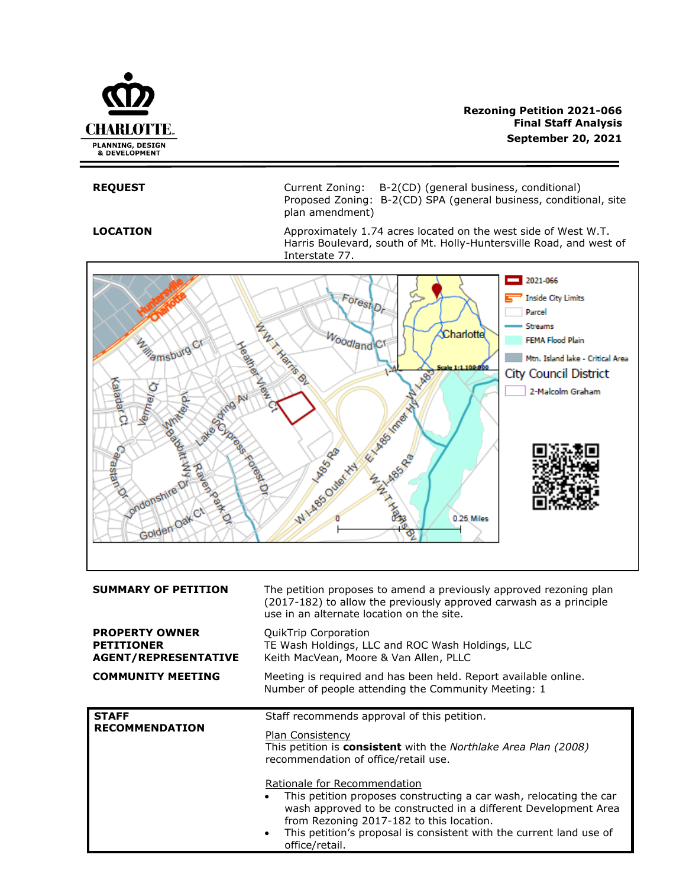CHARLOTTE.
PLANNING, DESIGN & DEVELOPMENT

**Rezoning Petition 2021-066**
**Final Staff Analysis**
**September 20, 2021**

| | |
|---|---|
| **REQUEST** | Current Zoning: B-2(CD) (general business, conditional)<br>Proposed Zoning: B-2(CD) SPA (general business, conditional, site plan amendment) |
| **LOCATION** | Approximately 1.74 acres located on the west side of West W.T. Harris Boulevard, south of Mt. Holly-Huntersville Road, and west of Interstate 77. |

| | |
|---|---|
| **SUMMARY OF PETITION** | The petition proposes to amend a previously approved rezoning plan (2017-182) to allow the previously approved carwash as a principle use in an alternate location on the site. |
| **PROPERTY OWNER** | QuikTrip Corporation |
| **PETITIONER** | TE Wash Holdings, LLC and ROC Wash Holdings, LLC |
| **AGENT/REPRESENTATIVE** | Keith MacVean, Moore & Van Allen, PLLC |
| **COMMUNITY MEETING** | Meeting is required and has been held. Report available online.<br>Number of people attending the Community Meeting: 1 |

**STAFF RECOMMENDATION**

Staff recommends approval of this petition.

Plan Consistency
This petition is **consistent** with the *Northlake Area Plan (2008)* recommendation of office/retail use.

Rationale for Recommendation
- This petition proposes constructing a car wash, relocating the car wash approved to be constructed in a different Development Area from Rezoning 2017-182 to this location.
- This petition's proposal is consistent with the current land use of office/retail.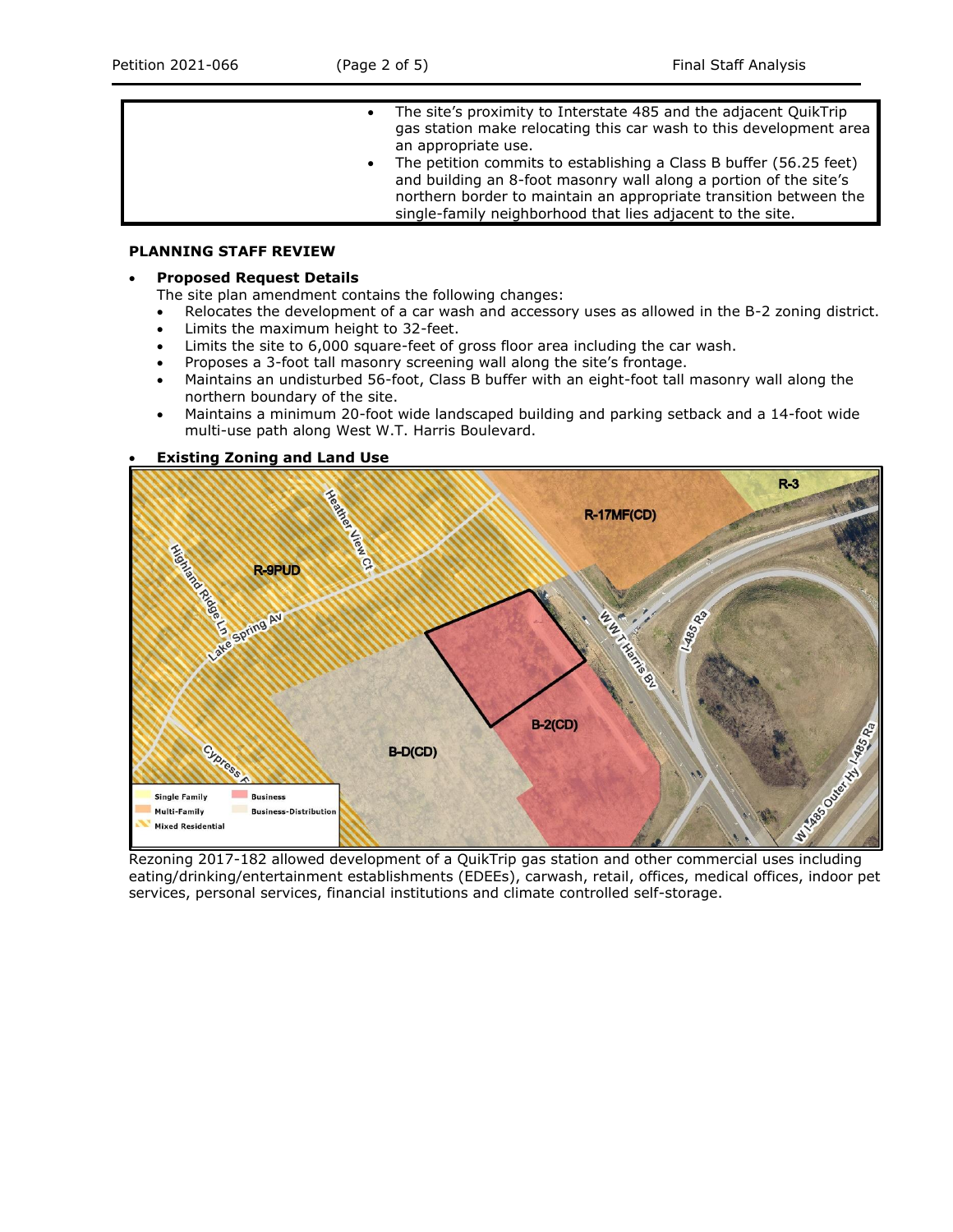| | |
|---|---|
| | • The site's proximity to Interstate 485 and the adjacent QuikTrip gas station make relocating this car wash to this development area an appropriate use.<br>• The petition commits to establishing a Class B buffer (56.25 feet) and building an 8-foot masonry wall along a portion of the site's northern border to maintain an appropriate transition between the single-family neighborhood that lies adjacent to the site. |

**PLANNING STAFF REVIEW**

- **Proposed Request Details**

  The site plan amendment contains the following changes:
  - Relocates the development of a car wash and accessory uses as allowed in the B-2 zoning district.
  - Limits the maximum height to 32-feet.
  - Limits the site to 6,000 square-feet of gross floor area including the car wash.
  - Proposes a 3-foot tall masonry screening wall along the site's frontage.
  - Maintains an undisturbed 56-foot, Class B buffer with an eight-foot tall masonry wall along the northern boundary of the site.
  - Maintains a minimum 20-foot wide landscaped building and parking setback and a 14-foot wide multi-use path along West W.T. Harris Boulevard.

- **Existing Zoning and Land Use**

Rezoning 2017-182 allowed development of a QuikTrip gas station and other commercial uses including eating/drinking/entertainment establishments (EDEEs), carwash, retail, offices, medical offices, indoor pet services, personal services, financial institutions and climate controlled self-storage.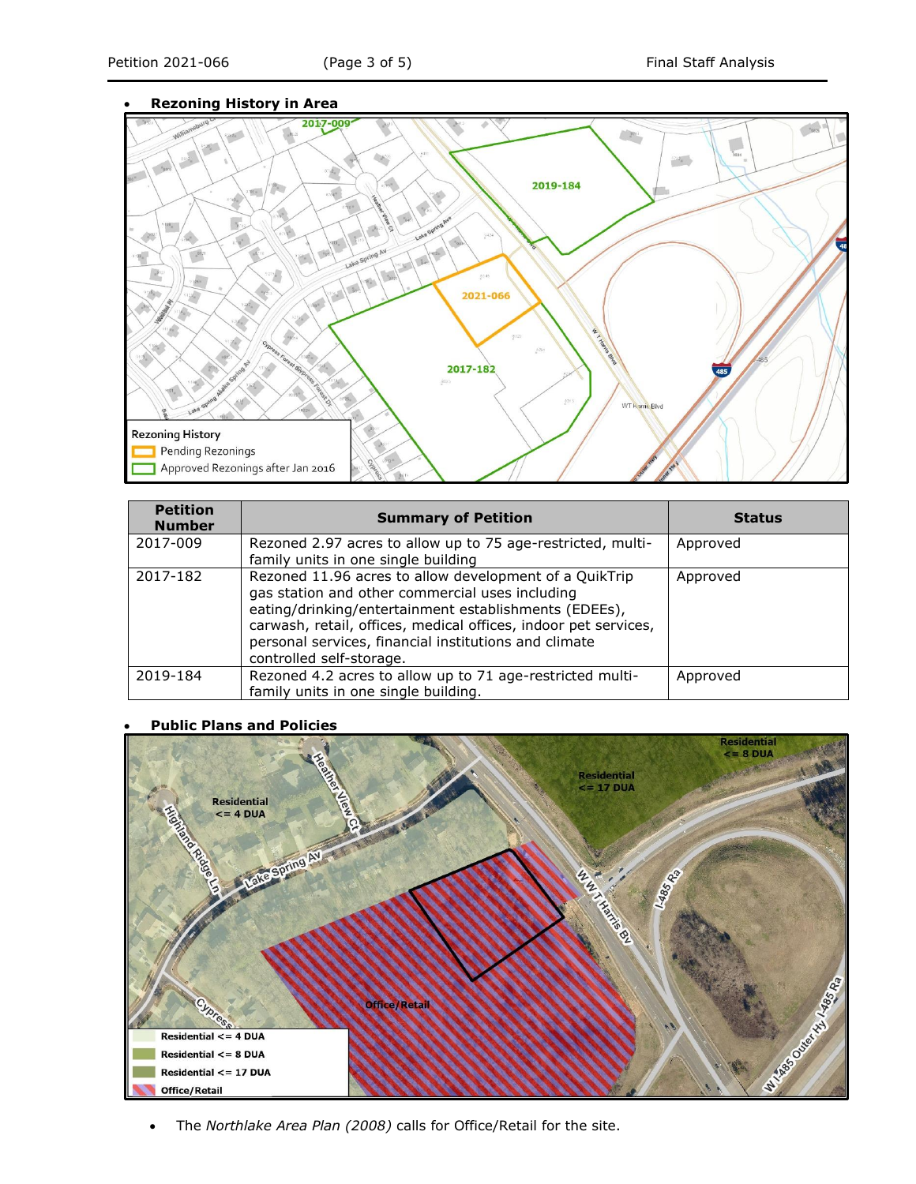- **Rezoning History in Area**

| Petition Number | Summary of Petition | Status |
|---|---|---|
| 2017-009 | Rezoned 2.97 acres to allow up to 75 age-restricted, multi-family units in one single building | Approved |
| 2017-182 | Rezoned 11.96 acres to allow development of a QuikTrip gas station and other commercial uses including eating/drinking/entertainment establishments (EDEEs), carwash, retail, offices, medical offices, indoor pet services, personal services, financial institutions and climate controlled self-storage. | Approved |
| 2019-184 | Rezoned 4.2 acres to allow up to 71 age-restricted multi-family units in one single building. | Approved |

- **Public Plans and Policies**

- The *Northlake Area Plan (2008)* calls for Office/Retail for the site.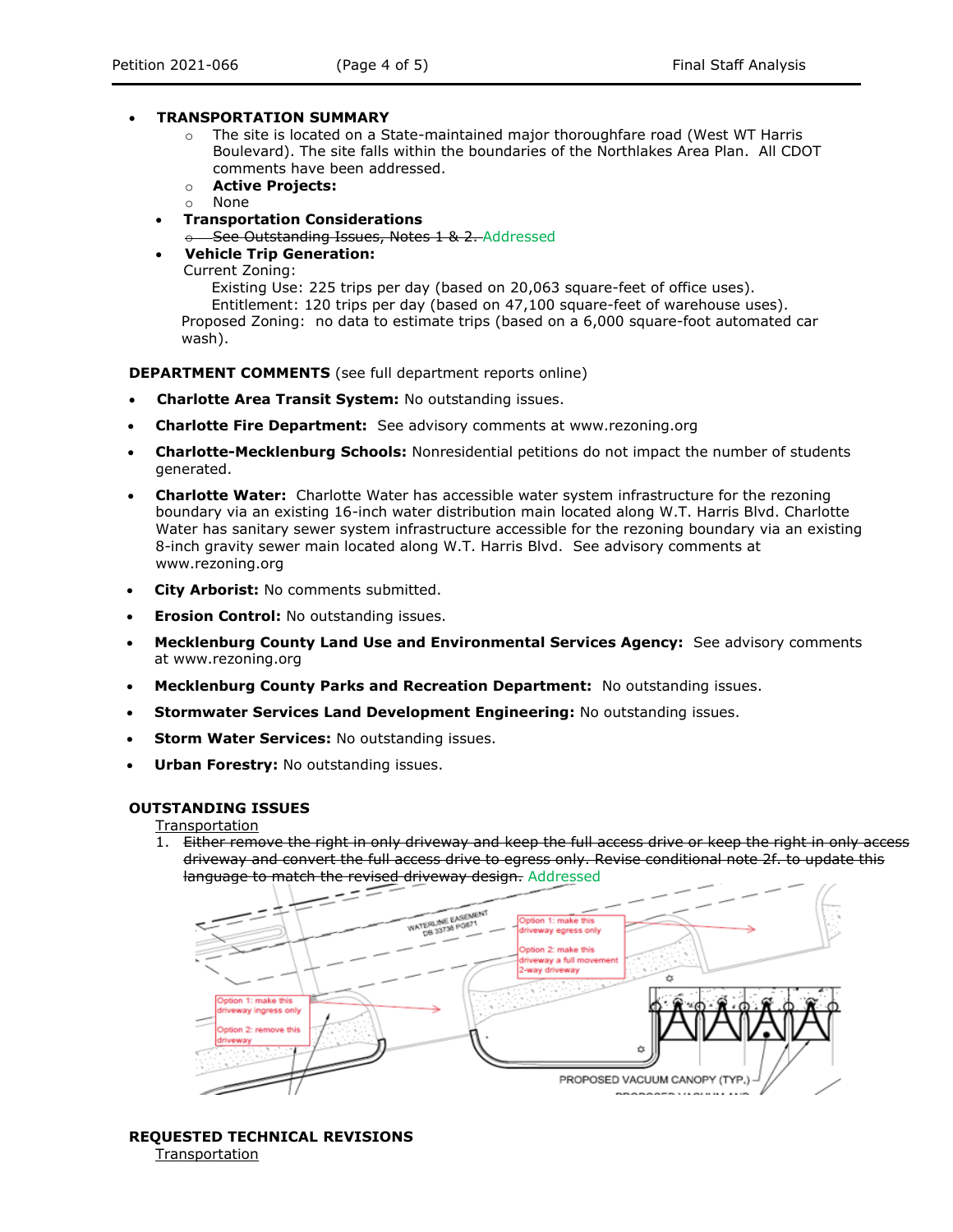- **TRANSPORTATION SUMMARY**
  - The site is located on a State-maintained major thoroughfare road (West WT Harris Boulevard). The site falls within the boundaries of the Northlakes Area Plan. All CDOT comments have been addressed.
  - **Active Projects:**
  - None
- **Transportation Considerations**
  - ~~See Outstanding Issues, Notes 1 & 2.~~ Addressed
- **Vehicle Trip Generation:**
  Current Zoning:
  Existing Use: 225 trips per day (based on 20,063 square-feet of office uses).
  Entitlement: 120 trips per day (based on 47,100 square-feet of warehouse uses).
  Proposed Zoning: no data to estimate trips (based on a 6,000 square-foot automated car wash).

**DEPARTMENT COMMENTS** (see full department reports online)

- **Charlotte Area Transit System:** No outstanding issues.
- **Charlotte Fire Department:** See advisory comments at www.rezoning.org
- **Charlotte-Mecklenburg Schools:** Nonresidential petitions do not impact the number of students generated.
- **Charlotte Water:** Charlotte Water has accessible water system infrastructure for the rezoning boundary via an existing 16-inch water distribution main located along W.T. Harris Blvd. Charlotte Water has sanitary sewer system infrastructure accessible for the rezoning boundary via an existing 8-inch gravity sewer main located along W.T. Harris Blvd. See advisory comments at www.rezoning.org
- **City Arborist:** No comments submitted.
- **Erosion Control:** No outstanding issues.
- **Mecklenburg County Land Use and Environmental Services Agency:** See advisory comments at www.rezoning.org
- **Mecklenburg County Parks and Recreation Department:** No outstanding issues.
- **Stormwater Services Land Development Engineering:** No outstanding issues.
- **Storm Water Services:** No outstanding issues.
- **Urban Forestry:** No outstanding issues.

**OUTSTANDING ISSUES**

Transportation

1. ~~Either remove the right in only driveway and keep the full access drive or keep the right in only access driveway and convert the full access drive to egress only. Revise conditional note 2f. to update this language to match the revised driveway design.~~ Addressed

**REQUESTED TECHNICAL REVISIONS**

Transportation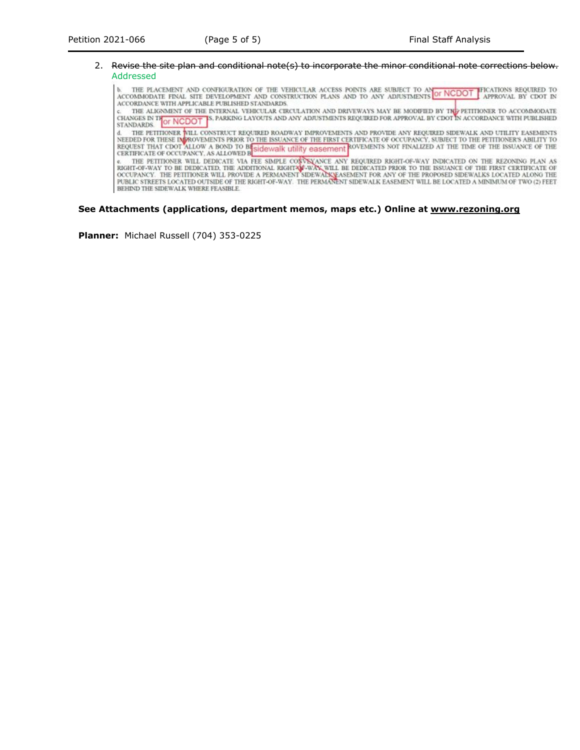2. ~~Revise the site plan and conditional note(s) to incorporate the minor conditional note corrections below.~~ Addressed

b. THE PLACEMENT AND CONFIGURATION OF THE VEHICULAR ACCESS POINTS ARE SUBJECT TO AN [or NCDOT] FICATIONS REQUIRED TO ACCOMMODATE FINAL SITE DEVELOPMENT AND CONSTRUCTION PLANS AND TO ANY ADJUSTMENTS [or NCDOT] APPROVAL BY CDOT IN ACCORDANCE WITH APPLICABLE PUBLISHED STANDARDS.

c. THE ALIGNMENT OF THE INTERNAL VEHICULAR CIRCULATION AND DRIVEWAYS MAY BE MODIFIED BY THE PETITIONER TO ACCOMMODATE CHANGES IN T [or NCDOT] S, PARKING LAYOUTS AND ANY ADJUSTMENTS REQUIRED FOR APPROVAL BY CDOT IN ACCORDANCE WITH PUBLISHED STANDARDS.

d. THE PETITIONER WILL CONSTRUCT REQUIRED ROADWAY IMPROVEMENTS AND PROVIDE ANY REQUIRED SIDEWALK AND UTILITY EASEMENTS NEEDED FOR THESE IMPROVEMENTS PRIOR TO THE ISSUANCE OF THE FIRST CERTIFICATE OF OCCUPANCY, SUBJECT TO THE PETITIONER'S ABILITY TO REQUEST THAT CDOT ALLOW A BOND TO B [sidewalk utility easement] ROVEMENTS NOT FINALIZED AT THE TIME OF THE ISSUANCE OF THE CERTIFICATE OF OCCUPANCY, AS ALLOWED B

e. THE PETITIONER WILL DEDICATE VIA FEE SIMPLE CONVEYANCE ANY REQUIRED RIGHT-OF-WAY INDICATED ON THE REZONING PLAN AS RIGHT-OF-WAY TO BE DEDICATED. THE ADDITIONAL RIGHT-OF-WAY WILL BE DEDICATED PRIOR TO THE ISSUANCE OF THE FIRST CERTIFICATE OF OCCUPANCY. THE PETITIONER WILL PROVIDE A PERMANENT SIDEWALK EASEMENT FOR ANY OF THE PROPOSED SIDEWALKS LOCATED ALONG THE PUBLIC STREETS LOCATED OUTSIDE OF THE RIGHT-OF-WAY. THE PERMANENT SIDEWALK EASEMENT WILL BE LOCATED A MINIMUM OF TWO (2) FEET BEHIND THE SIDEWALK WHERE FEASIBLE.

**See Attachments (applications, department memos, maps etc.) Online at www.rezoning.org**

**Planner:** Michael Russell (704) 353-0225